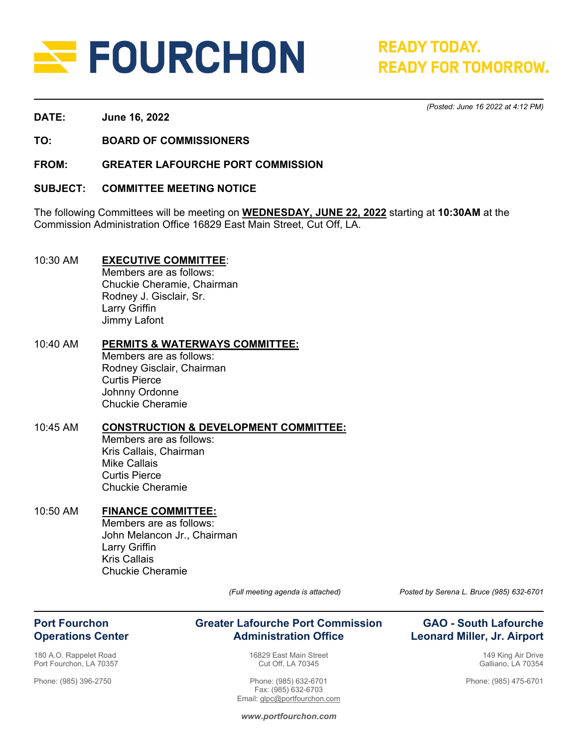# FOURCHON

**READY TODAY.**
**READY FOR TOMORROW.**

*(Posted: June 16 2022 at 4:12 PM)*

**DATE:** **June 16, 2022**

**TO:** **BOARD OF COMMISSIONERS**

**FROM:** **GREATER LAFOURCHE PORT COMMISSION**

**SUBJECT:** **COMMITTEE MEETING NOTICE**

The following Committees will be meeting on **WEDNESDAY, JUNE 22, 2022** starting at **10:30AM** at the Commission Administration Office 16829 East Main Street, Cut Off, LA.

10:30 AM **EXECUTIVE COMMITTEE**:
Members are as follows:
Chuckie Cheramie, Chairman
Rodney J. Gisclair, Sr.
Larry Griffin
Jimmy Lafont

10:40 AM **PERMITS & WATERWAYS COMMITTEE:**
Members are as follows:
Rodney Gisclair, Chairman
Curtis Pierce
Johnny Ordonne
Chuckie Cheramie

10:45 AM **CONSTRUCTION & DEVELOPMENT COMMITTEE:**
Members are as follows:
Kris Callais, Chairman
Mike Callais
Curtis Pierce
Chuckie Cheramie

10:50 AM **FINANCE COMMITTEE:**
Members are as follows:
John Melancon Jr., Chairman
Larry Griffin
Kris Callais
Chuckie Cheramie

*(Full meeting agenda is attached)*

*Posted by Serena L. Bruce (985) 632-6701*

**Port Fourchon Operations Center**
180 A.O. Rappelet Road
Port Fourchon, LA 70357
Phone: (985) 396-2750

**Greater Lafourche Port Commission Administration Office**
16829 East Main Street
Cut Off, LA 70345
Phone: (985) 632-6701
Fax: (985) 632-6703
Email: glpc@portfourchon.com

**GAO - South Lafourche Leonard Miller, Jr. Airport**
149 King Air Drive
Galliano, LA 70354
Phone: (985) 475-6701

***www.portfourchon.com***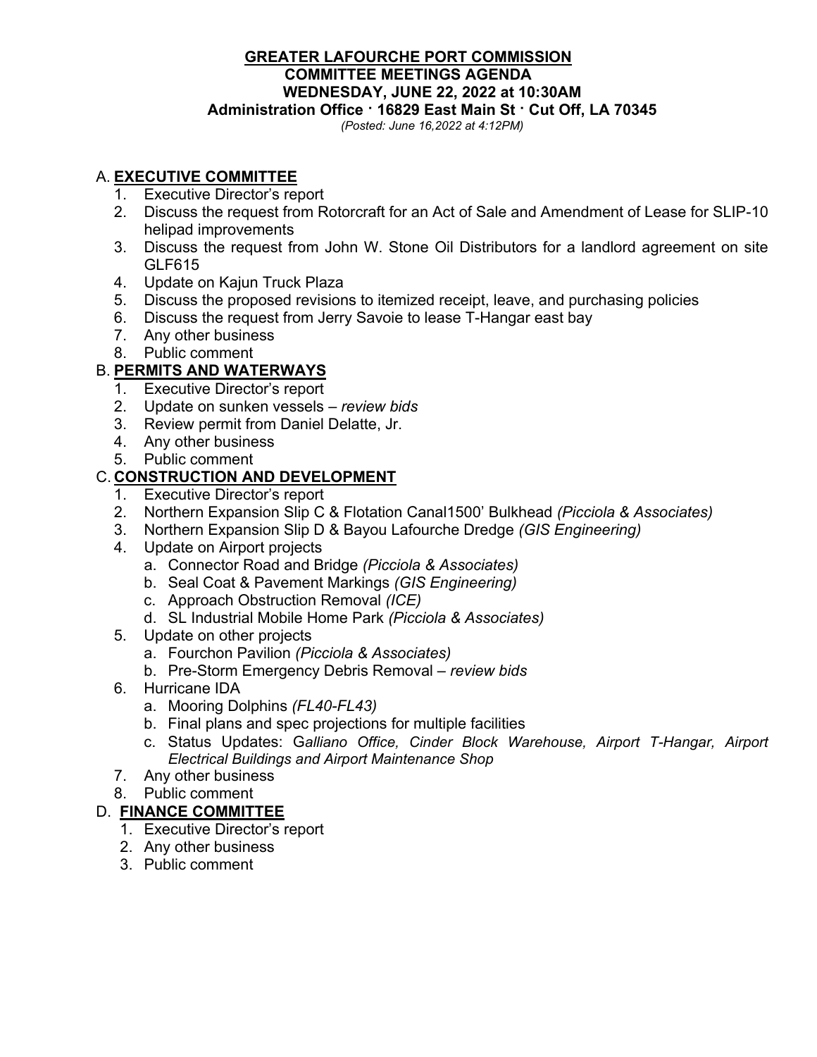**GREATER LAFOURCHE PORT COMMISSION**
**COMMITTEE MEETINGS AGENDA**
**WEDNESDAY, JUNE 22, 2022 at 10:30AM**
**Administration Office · 16829 East Main St · Cut Off, LA 70345**
*(Posted: June 16,2022 at 4:12PM)*

## A. EXECUTIVE COMMITTEE

1. Executive Director's report
2. Discuss the request from Rotorcraft for an Act of Sale and Amendment of Lease for SLIP-10 helipad improvements
3. Discuss the request from John W. Stone Oil Distributors for a landlord agreement on site GLF615
4. Update on Kajun Truck Plaza
5. Discuss the proposed revisions to itemized receipt, leave, and purchasing policies
6. Discuss the request from Jerry Savoie to lease T-Hangar east bay
7. Any other business
8. Public comment

## B. PERMITS AND WATERWAYS

1. Executive Director's report
2. Update on sunken vessels – *review bids*
3. Review permit from Daniel Delatte, Jr.
4. Any other business
5. Public comment

## C. CONSTRUCTION AND DEVELOPMENT

1. Executive Director's report
2. Northern Expansion Slip C & Flotation Canal1500' Bulkhead *(Picciola & Associates)*
3. Northern Expansion Slip D & Bayou Lafourche Dredge *(GIS Engineering)*
4. Update on Airport projects
   a. Connector Road and Bridge *(Picciola & Associates)*
   b. Seal Coat & Pavement Markings *(GIS Engineering)*
   c. Approach Obstruction Removal *(ICE)*
   d. SL Industrial Mobile Home Park *(Picciola & Associates)*
5. Update on other projects
   a. Fourchon Pavilion *(Picciola & Associates)*
   b. Pre-Storm Emergency Debris Removal – *review bids*
6. Hurricane IDA
   a. Mooring Dolphins *(FL40-FL43)*
   b. Final plans and spec projections for multiple facilities
   c. Status Updates: G*alliano Office, Cinder Block Warehouse, Airport T-Hangar, Airport Electrical Buildings and Airport Maintenance Shop*
7. Any other business
8. Public comment

## D. FINANCE COMMITTEE

1. Executive Director's report
2. Any other business
3. Public comment